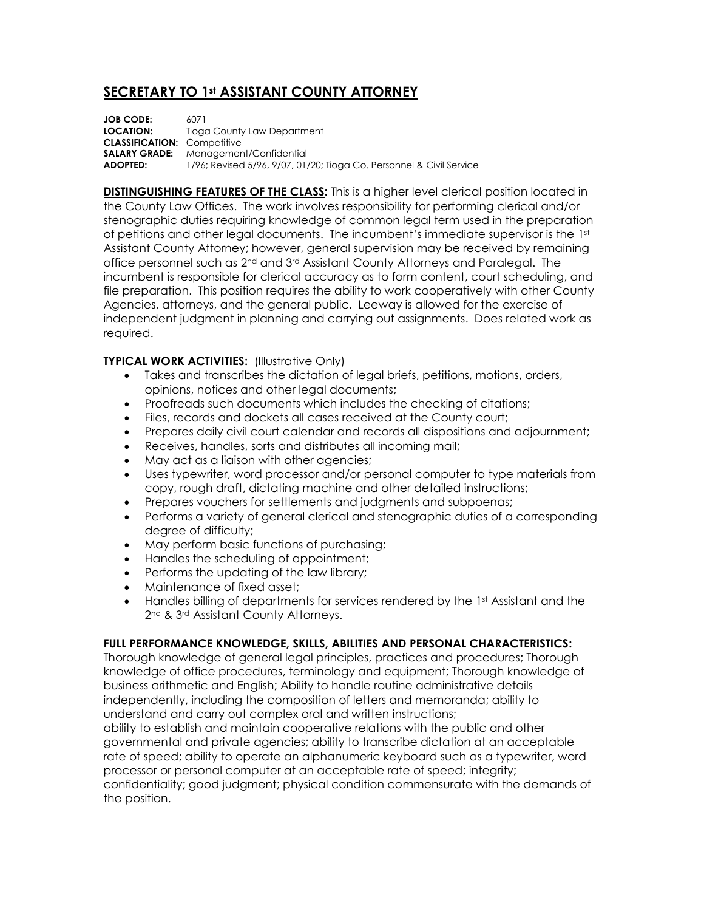# SECRETARY TO 1st ASSISTANT COUNTY ATTORNEY

**JOB CODE:** 6071
**LOCATION:** Tioga County Law Department
**CLASSIFICATION:** Competitive
**SALARY GRADE:** Management/Confidential
**ADOPTED:** 1/96; Revised 5/96, 9/07, 01/20; Tioga Co. Personnel & Civil Service

**DISTINGUISHING FEATURES OF THE CLASS:** This is a higher level clerical position located in the County Law Offices. The work involves responsibility for performing clerical and/or stenographic duties requiring knowledge of common legal term used in the preparation of petitions and other legal documents. The incumbent's immediate supervisor is the 1st Assistant County Attorney; however, general supervision may be received by remaining office personnel such as 2nd and 3rd Assistant County Attorneys and Paralegal. The incumbent is responsible for clerical accuracy as to form content, court scheduling, and file preparation. This position requires the ability to work cooperatively with other County Agencies, attorneys, and the general public. Leeway is allowed for the exercise of independent judgment in planning and carrying out assignments. Does related work as required.

**TYPICAL WORK ACTIVITIES:** (Illustrative Only)

- Takes and transcribes the dictation of legal briefs, petitions, motions, orders, opinions, notices and other legal documents;
- Proofreads such documents which includes the checking of citations;
- Files, records and dockets all cases received at the County court;
- Prepares daily civil court calendar and records all dispositions and adjournment;
- Receives, handles, sorts and distributes all incoming mail;
- May act as a liaison with other agencies;
- Uses typewriter, word processor and/or personal computer to type materials from copy, rough draft, dictating machine and other detailed instructions;
- Prepares vouchers for settlements and judgments and subpoenas;
- Performs a variety of general clerical and stenographic duties of a corresponding degree of difficulty;
- May perform basic functions of purchasing;
- Handles the scheduling of appointment;
- Performs the updating of the law library;
- Maintenance of fixed asset;
- Handles billing of departments for services rendered by the 1st Assistant and the 2nd & 3rd Assistant County Attorneys.

**FULL PERFORMANCE KNOWLEDGE, SKILLS, ABILITIES AND PERSONAL CHARACTERISTICS:**
Thorough knowledge of general legal principles, practices and procedures; Thorough knowledge of office procedures, terminology and equipment; Thorough knowledge of business arithmetic and English; Ability to handle routine administrative details independently, including the composition of letters and memoranda; ability to understand and carry out complex oral and written instructions;
ability to establish and maintain cooperative relations with the public and other governmental and private agencies; ability to transcribe dictation at an acceptable rate of speed; ability to operate an alphanumeric keyboard such as a typewriter, word processor or personal computer at an acceptable rate of speed; integrity; confidentiality; good judgment; physical condition commensurate with the demands of the position.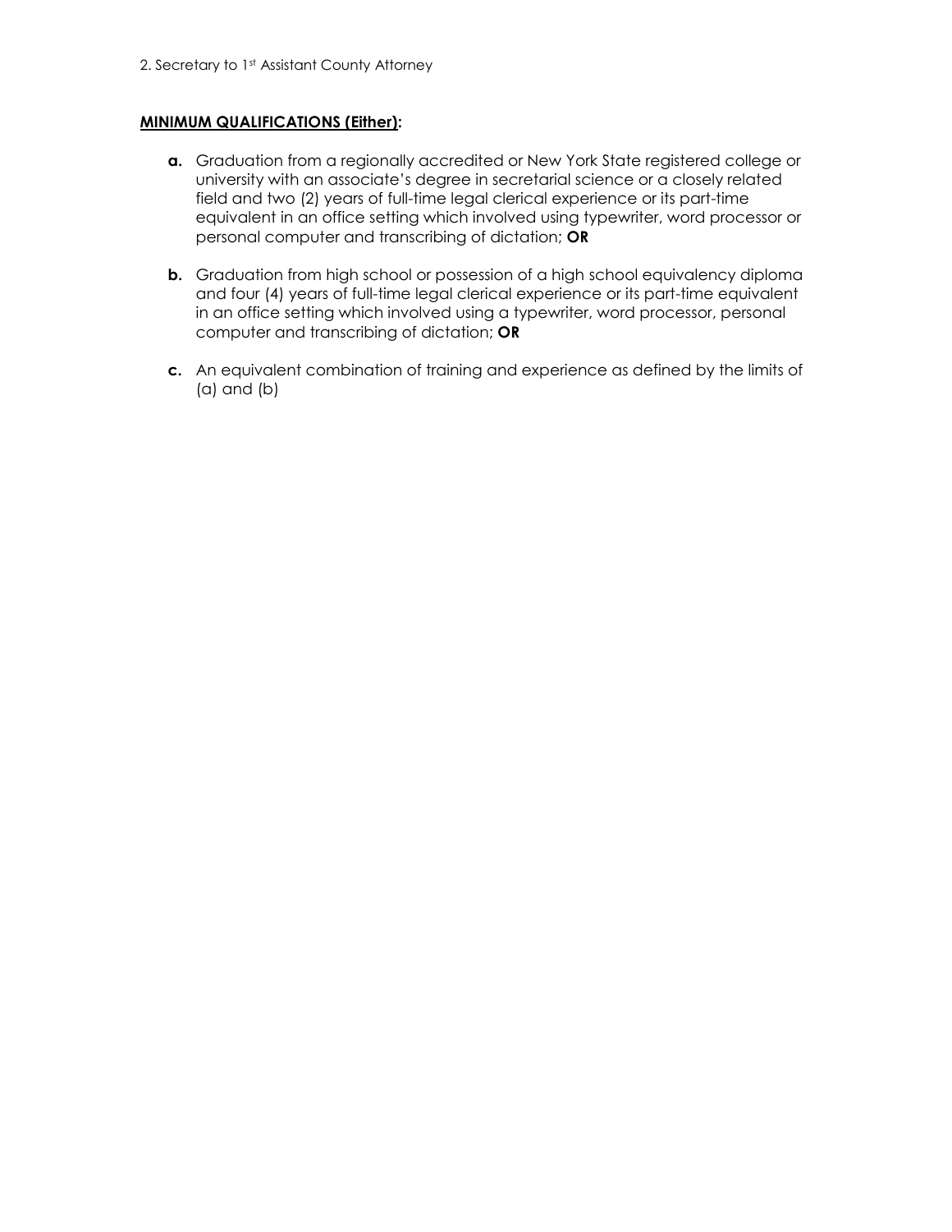**MINIMUM QUALIFICATIONS (Either):**

- **a.** Graduation from a regionally accredited or New York State registered college or university with an associate's degree in secretarial science or a closely related field and two (2) years of full-time legal clerical experience or its part-time equivalent in an office setting which involved using typewriter, word processor or personal computer and transcribing of dictation; **OR**

- **b.** Graduation from high school or possession of a high school equivalency diploma and four (4) years of full-time legal clerical experience or its part-time equivalent in an office setting which involved using a typewriter, word processor, personal computer and transcribing of dictation; **OR**

- **c.** An equivalent combination of training and experience as defined by the limits of (a) and (b)